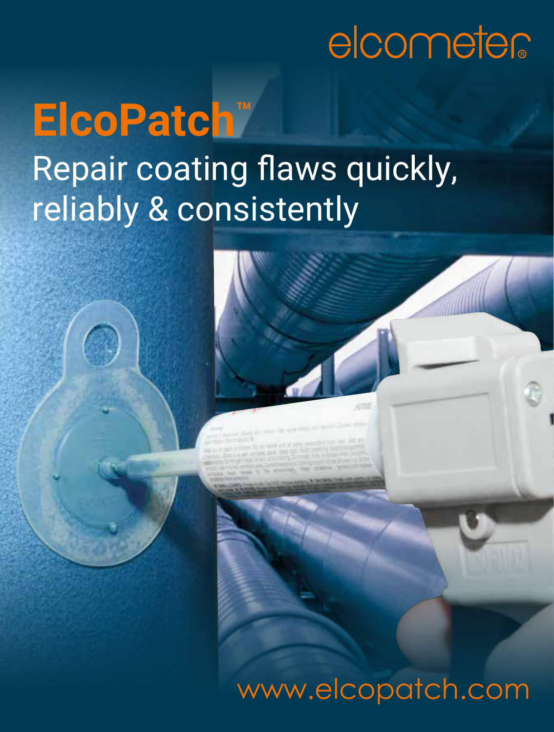elcometer

# ElcoPatch™

## Repair coating flaws quickly, reliably & consistently

www.elcopatch.com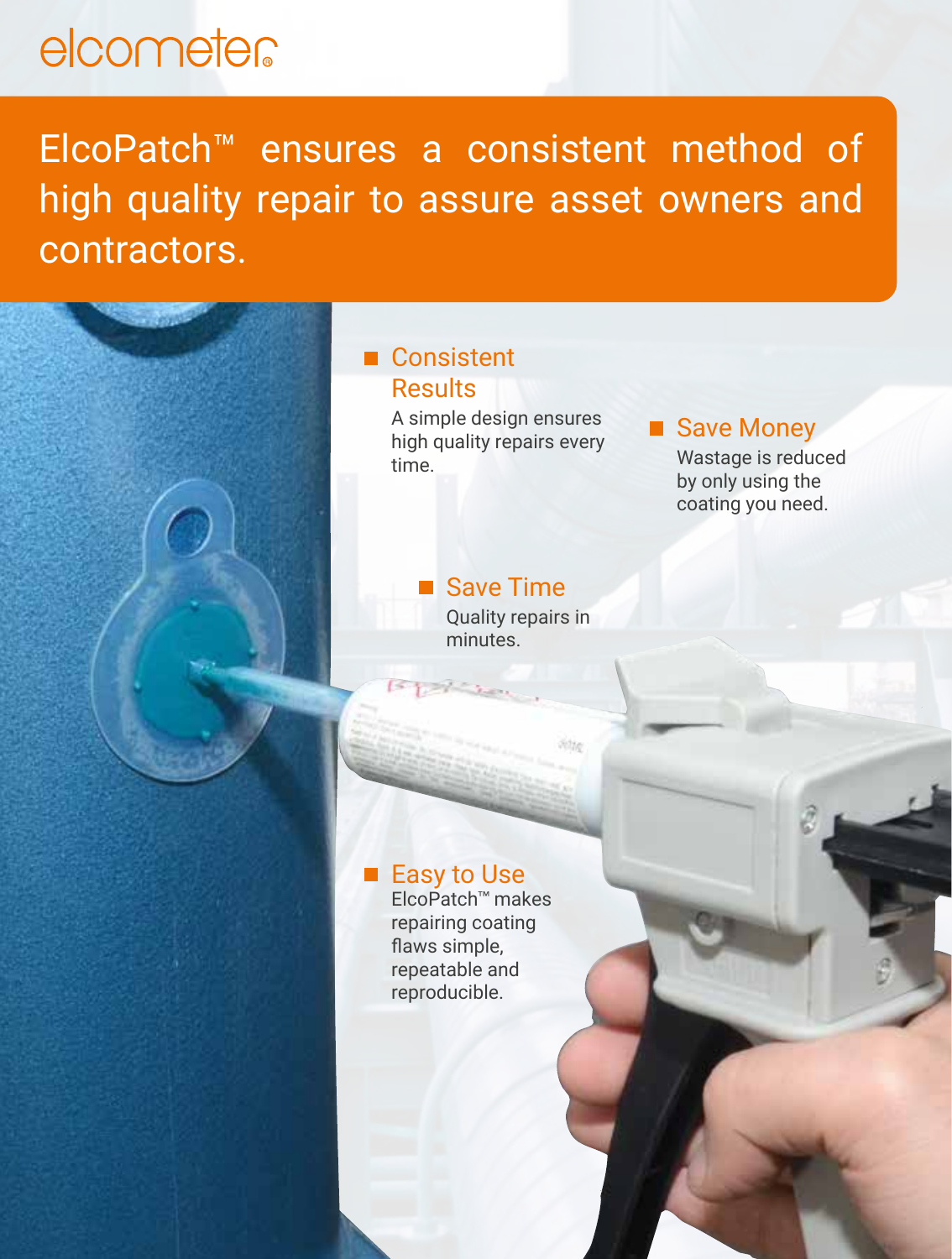elcometer

ElcoPatch™ ensures a consistent method of high quality repair to assure asset owners and contractors.

- **Consistent Results**
  A simple design ensures high quality repairs every time.

- **Save Money**
  Wastage is reduced by only using the coating you need.

- **Save Time**
  Quality repairs in minutes.

- **Easy to Use**
  ElcoPatch™ makes repairing coating flaws simple, repeatable and reproducible.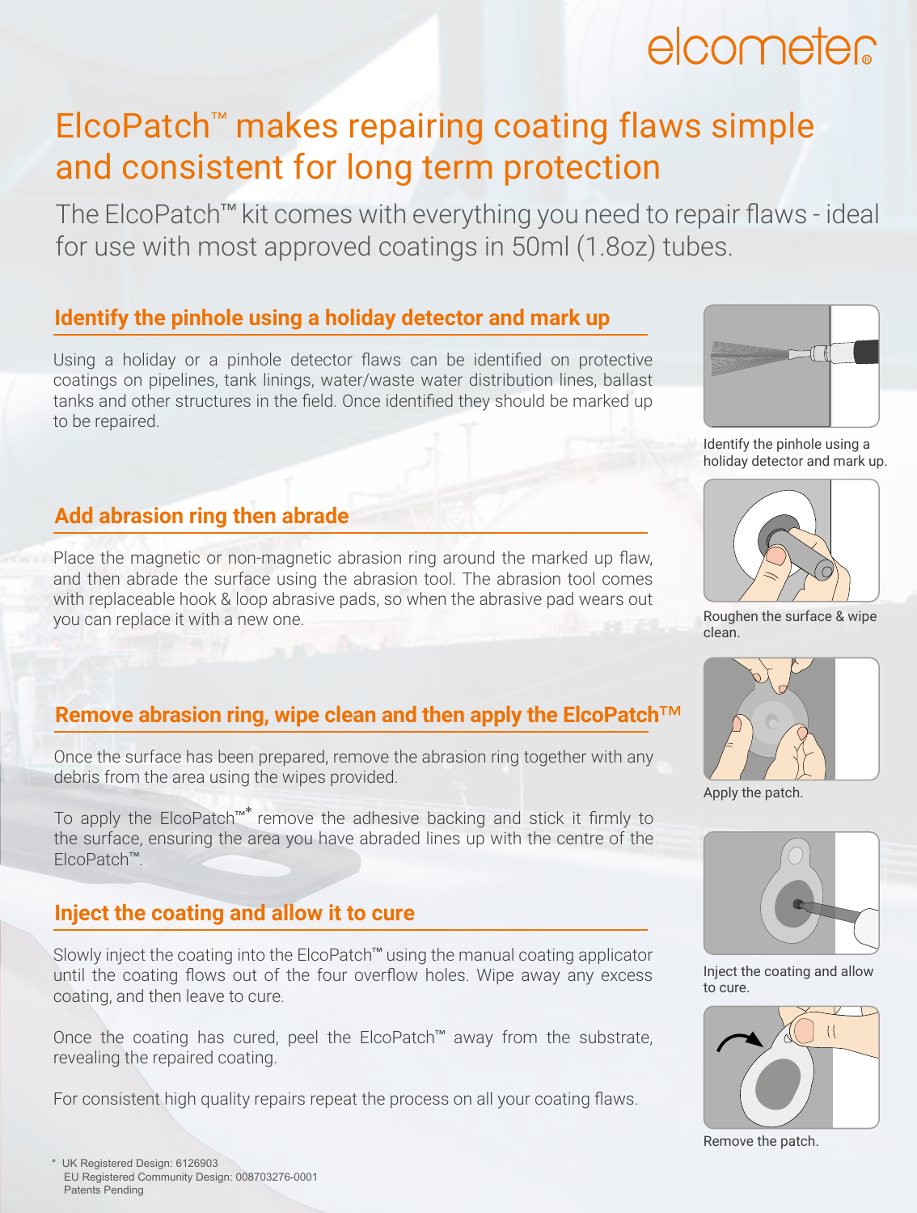elcometer

# ElcoPatch™ makes repairing coating flaws simple and consistent for long term protection

The ElcoPatch™ kit comes with everything you need to repair flaws - ideal for use with most approved coatings in 50ml (1.8oz) tubes.

## Identify the pinhole using a holiday detector and mark up

Using a holiday or a pinhole detector flaws can be identified on protective coatings on pipelines, tank linings, water/waste water distribution lines, ballast tanks and other structures in the field. Once identified they should be marked up to be repaired.

Identify the pinhole using a holiday detector and mark up.

## Add abrasion ring then abrade

Place the magnetic or non-magnetic abrasion ring around the marked up flaw, and then abrade the surface using the abrasion tool. The abrasion tool comes with replaceable hook & loop abrasive pads, so when the abrasive pad wears out you can replace it with a new one.

Roughen the surface & wipe clean.

## Remove abrasion ring, wipe clean and then apply the ElcoPatch™

Once the surface has been prepared, remove the abrasion ring together with any debris from the area using the wipes provided.

To apply the ElcoPatch™* remove the adhesive backing and stick it firmly to the surface, ensuring the area you have abraded lines up with the centre of the ElcoPatch™.

Apply the patch.

## Inject the coating and allow it to cure

Slowly inject the coating into the ElcoPatch™ using the manual coating applicator until the coating flows out of the four overflow holes. Wipe away any excess coating, and then leave to cure.

Once the coating has cured, peel the ElcoPatch™ away from the substrate, revealing the repaired coating.

For consistent high quality repairs repeat the process on all your coating flaws.

Inject the coating and allow to cure.

Remove the patch.

\* UK Registered Design: 6126903
EU Registered Community Design: 008703276-0001
Patents Pending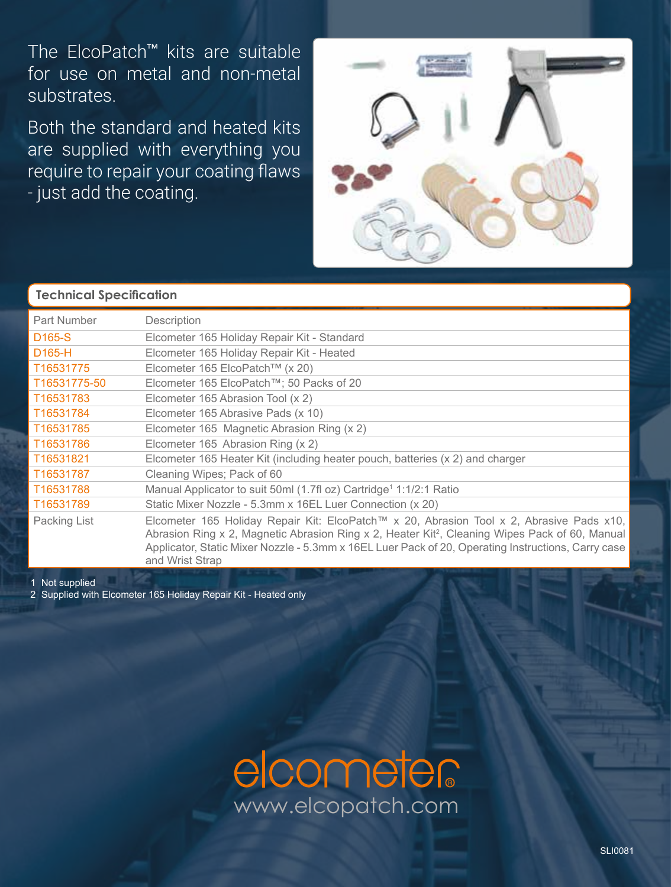The ElcoPatch™ kits are suitable for use on metal and non-metal substrates.

Both the standard and heated kits are supplied with everything you require to repair your coating flaws - just add the coating.

## Technical Specification

| Part Number | Description |
|---|---|
| D165-S | Elcometer 165 Holiday Repair Kit - Standard |
| D165-H | Elcometer 165 Holiday Repair Kit - Heated |
| T16531775 | Elcometer 165 ElcoPatch™ (x 20) |
| T16531775-50 | Elcometer 165 ElcoPatch™; 50 Packs of 20 |
| T16531783 | Elcometer 165 Abrasion Tool (x 2) |
| T16531784 | Elcometer 165 Abrasive Pads (x 10) |
| T16531785 | Elcometer 165 Magnetic Abrasion Ring (x 2) |
| T16531786 | Elcometer 165 Abrasion Ring (x 2) |
| T16531821 | Elcometer 165 Heater Kit (including heater pouch, batteries (x 2) and charger |
| T16531787 | Cleaning Wipes; Pack of 60 |
| T16531788 | Manual Applicator to suit 50ml (1.7fl oz) Cartridge[1] 1:1/2:1 Ratio |
| T16531789 | Static Mixer Nozzle - 5.3mm x 16EL Luer Connection (x 20) |
| Packing List | Elcometer 165 Holiday Repair Kit: ElcoPatch™ x 20, Abrasion Tool x 2, Abrasive Pads x10, Abrasion Ring x 2, Magnetic Abrasion Ring x 2, Heater Kit[2], Cleaning Wipes Pack of 60, Manual Applicator, Static Mixer Nozzle - 5.3mm x 16EL Luer Pack of 20, Operating Instructions, Carry case and Wrist Strap |

1 Not supplied
2 Supplied with Elcometer 165 Holiday Repair Kit - Heated only

elcometer®
www.elcopatch.com

SLI0081